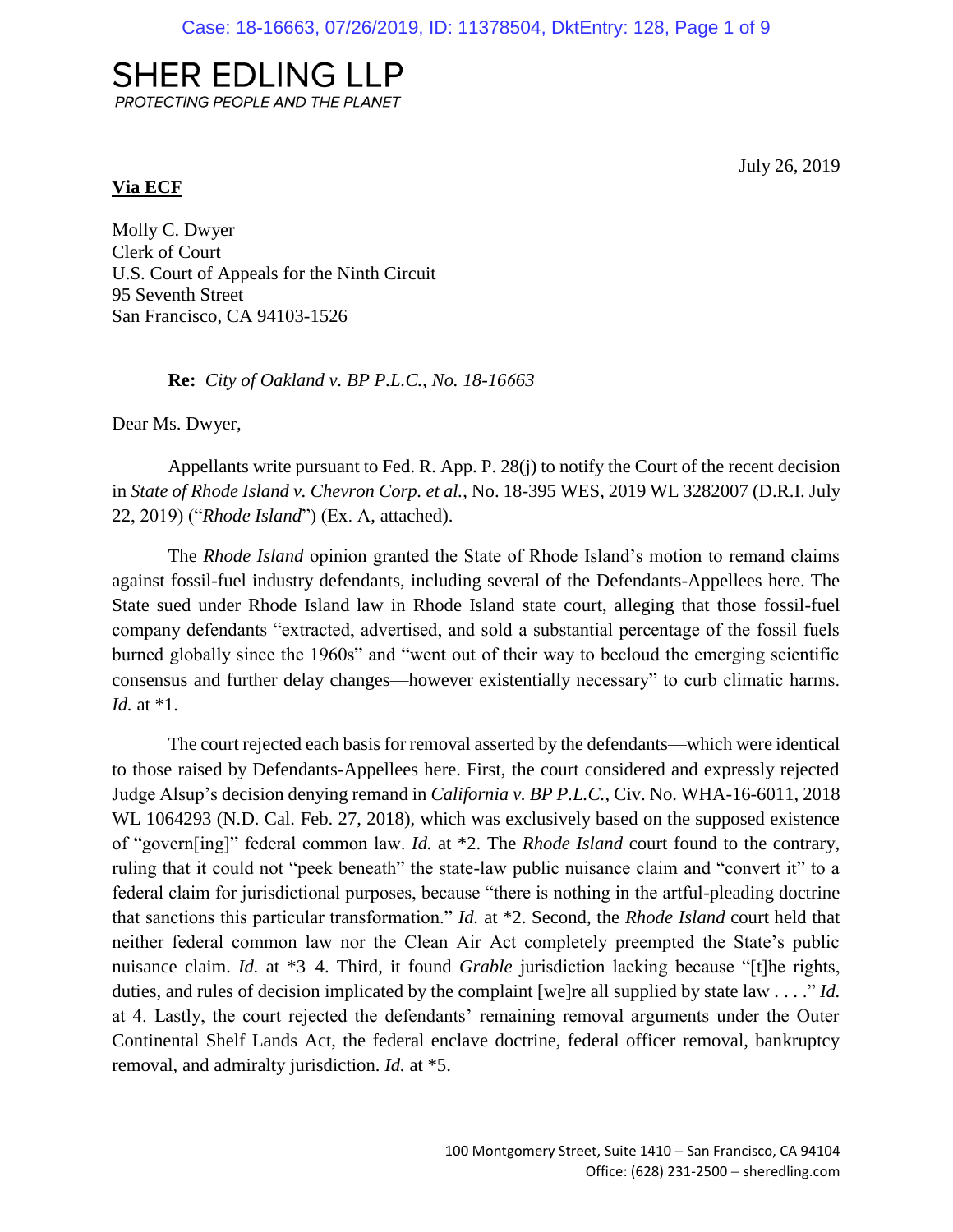# SHER EDLING LLP

*PROTECTING PEOPLE AND THE PLANET*

July 26, 2019

**Via ECF**

Molly C. Dwyer
Clerk of Court
U.S. Court of Appeals for the Ninth Circuit
95 Seventh Street
San Francisco, CA 94103-1526

**Re:** *City of Oakland v. BP P.L.C., No. 18-16663*

Dear Ms. Dwyer,

Appellants write pursuant to Fed. R. App. P. 28(j) to notify the Court of the recent decision in *State of Rhode Island v. Chevron Corp. et al.*, No. 18-395 WES, 2019 WL 3282007 (D.R.I. July 22, 2019) ("*Rhode Island*") (Ex. A, attached).

The *Rhode Island* opinion granted the State of Rhode Island's motion to remand claims against fossil-fuel industry defendants, including several of the Defendants-Appellees here. The State sued under Rhode Island law in Rhode Island state court, alleging that those fossil-fuel company defendants "extracted, advertised, and sold a substantial percentage of the fossil fuels burned globally since the 1960s" and "went out of their way to becloud the emerging scientific consensus and further delay changes—however existentially necessary" to curb climatic harms. *Id.* at *1.

The court rejected each basis for removal asserted by the defendants—which were identical to those raised by Defendants-Appellees here. First, the court considered and expressly rejected Judge Alsup's decision denying remand in *California v. BP P.L.C.*, Civ. No. WHA-16-6011, 2018 WL 1064293 (N.D. Cal. Feb. 27, 2018), which was exclusively based on the supposed existence of "govern[ing]" federal common law. *Id.* at *2. The *Rhode Island* court found to the contrary, ruling that it could not "peek beneath" the state-law public nuisance claim and "convert it" to a federal claim for jurisdictional purposes, because "there is nothing in the artful-pleading doctrine that sanctions this particular transformation." *Id.* at *2. Second, the *Rhode Island* court held that neither federal common law nor the Clean Air Act completely preempted the State's public nuisance claim. *Id.* at *3–4. Third, it found *Grable* jurisdiction lacking because "[t]he rights, duties, and rules of decision implicated by the complaint [we]re all supplied by state law . . . ." *Id.* at 4. Lastly, the court rejected the defendants' remaining removal arguments under the Outer Continental Shelf Lands Act, the federal enclave doctrine, federal officer removal, bankruptcy removal, and admiralty jurisdiction. *Id.* at *5.

100 Montgomery Street, Suite 1410 – San Francisco, CA 94104
Office: (628) 231-2500 – sheredling.com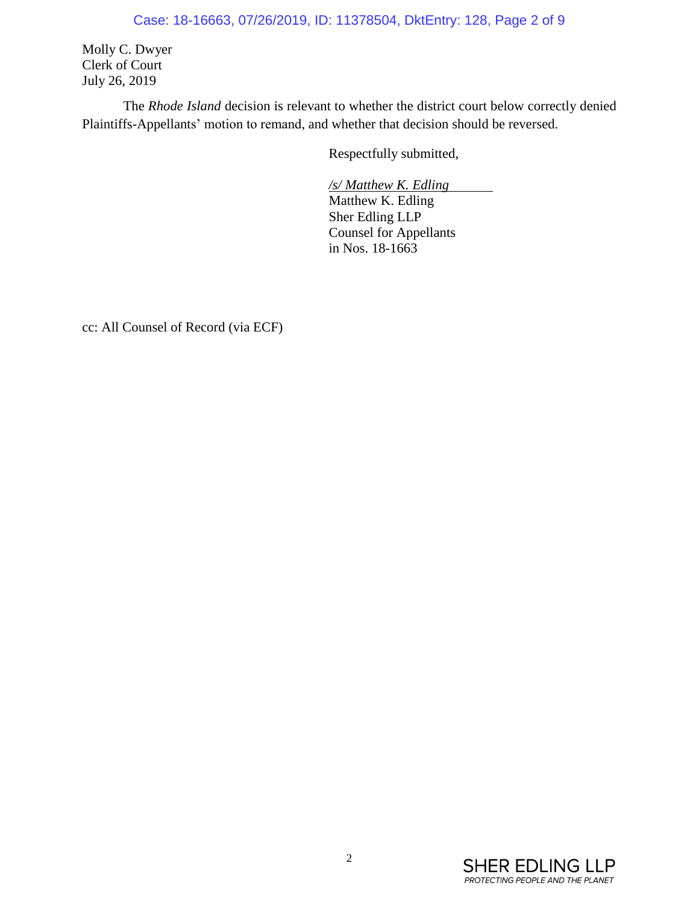Molly C. Dwyer
Clerk of Court
July 26, 2019

The *Rhode Island* decision is relevant to whether the district court below correctly denied Plaintiffs-Appellants' motion to remand, and whether that decision should be reversed.

Respectfully submitted,

*/s/ Matthew K. Edling*
Matthew K. Edling
Sher Edling LLP
Counsel for Appellants
in Nos. 18-1663

cc: All Counsel of Record (via ECF)

SHER EDLING LLP
*PROTECTING PEOPLE AND THE PLANET*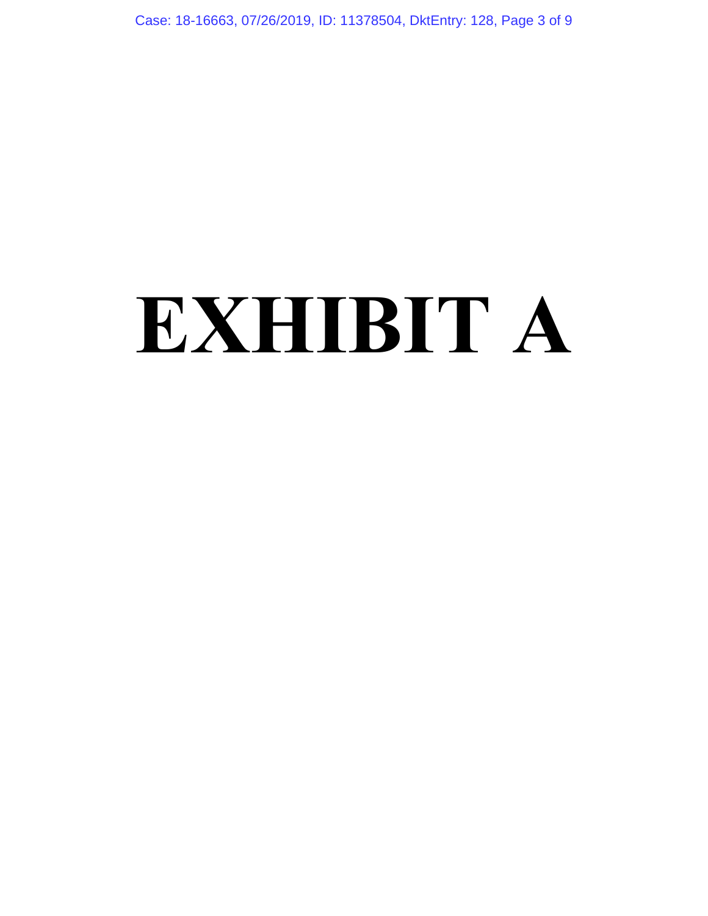# EXHIBIT A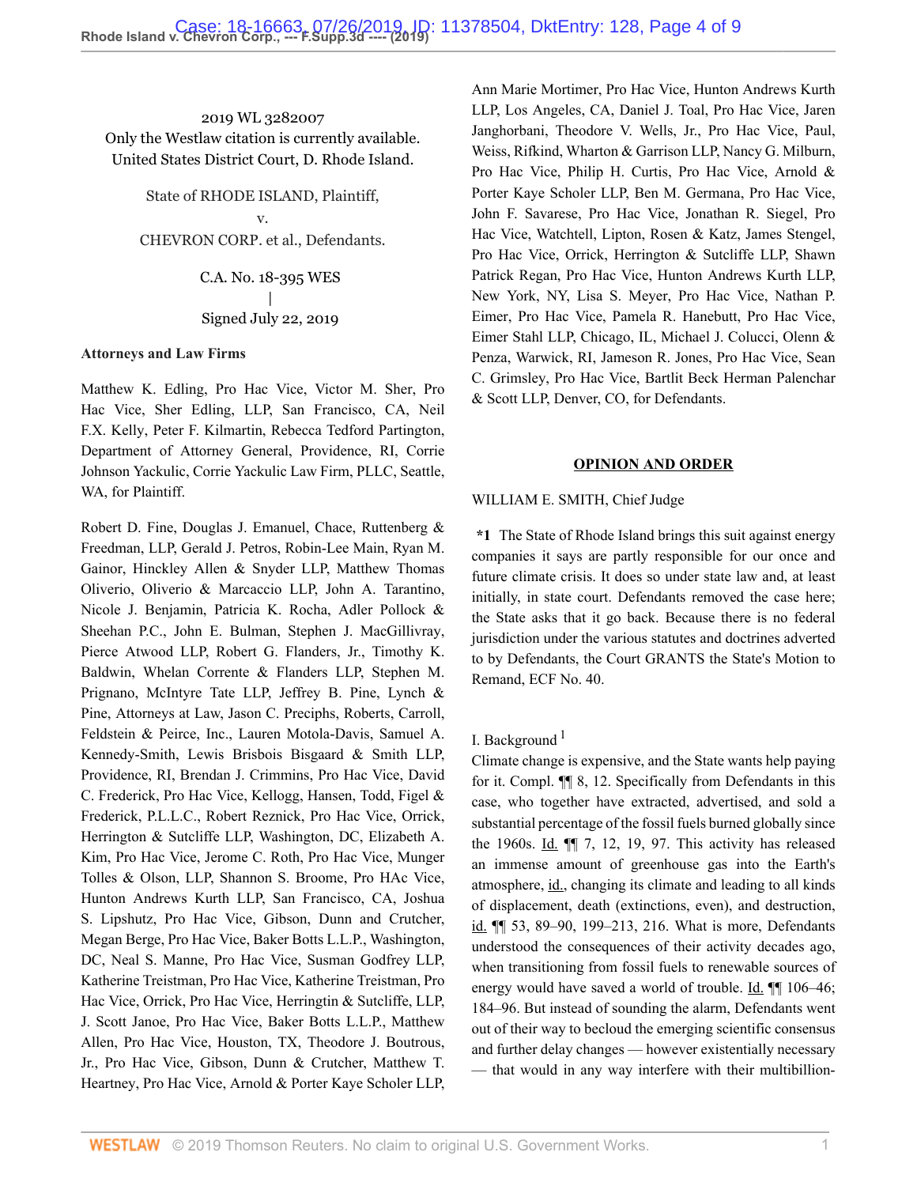2019 WL 3282007
Only the Westlaw citation is currently available.
United States District Court, D. Rhode Island.

State of RHODE ISLAND, Plaintiff,
v.
CHEVRON CORP. et al., Defendants.

C.A. No. 18-395 WES
|
Signed July 22, 2019

**Attorneys and Law Firms**

Matthew K. Edling, Pro Hac Vice, Victor M. Sher, Pro Hac Vice, Sher Edling, LLP, San Francisco, CA, Neil F.X. Kelly, Peter F. Kilmartin, Rebecca Tedford Partington, Department of Attorney General, Providence, RI, Corrie Johnson Yackulic, Corrie Yackulic Law Firm, PLLC, Seattle, WA, for Plaintiff.

Robert D. Fine, Douglas J. Emanuel, Chace, Ruttenberg & Freedman, LLP, Gerald J. Petros, Robin-Lee Main, Ryan M. Gainor, Hinckley Allen & Snyder LLP, Matthew Thomas Oliverio, Oliverio & Marcaccio LLP, John A. Tarantino, Nicole J. Benjamin, Patricia K. Rocha, Adler Pollock & Sheehan P.C., John E. Bulman, Stephen J. MacGillivray, Pierce Atwood LLP, Robert G. Flanders, Jr., Timothy K. Baldwin, Whelan Corrente & Flanders LLP, Stephen M. Prignano, McIntyre Tate LLP, Jeffrey B. Pine, Lynch & Pine, Attorneys at Law, Jason C. Preciphs, Roberts, Carroll, Feldstein & Peirce, Inc., Lauren Motola-Davis, Samuel A. Kennedy-Smith, Lewis Brisbois Bisgaard & Smith LLP, Providence, RI, Brendan J. Crimmins, Pro Hac Vice, David C. Frederick, Pro Hac Vice, Kellogg, Hansen, Todd, Figel & Frederick, P.L.L.C., Robert Reznick, Pro Hac Vice, Orrick, Herrington & Sutcliffe LLP, Washington, DC, Elizabeth A. Kim, Pro Hac Vice, Jerome C. Roth, Pro Hac Vice, Munger Tolles & Olson, LLP, Shannon S. Broome, Pro HAc Vice, Hunton Andrews Kurth LLP, San Francisco, CA, Joshua S. Lipshutz, Pro Hac Vice, Gibson, Dunn and Crutcher, Megan Berge, Pro Hac Vice, Baker Botts L.L.P., Washington, DC, Neal S. Manne, Pro Hac Vice, Susman Godfrey LLP, Katherine Treistman, Pro Hac Vice, Katherine Treistman, Pro Hac Vice, Orrick, Pro Hac Vice, Herringtin & Sutcliffe, LLP, J. Scott Janoe, Pro Hac Vice, Baker Botts L.L.P., Matthew Allen, Pro Hac Vice, Houston, TX, Theodore J. Boutrous, Jr., Pro Hac Vice, Gibson, Dunn & Crutcher, Matthew T. Heartney, Pro Hac Vice, Arnold & Porter Kaye Scholer LLP, Ann Marie Mortimer, Pro Hac Vice, Hunton Andrews Kurth LLP, Los Angeles, CA, Daniel J. Toal, Pro Hac Vice, Jaren Janghorbani, Theodore V. Wells, Jr., Pro Hac Vice, Paul, Weiss, Rifkind, Wharton & Garrison LLP, Nancy G. Milburn, Pro Hac Vice, Philip H. Curtis, Pro Hac Vice, Arnold & Porter Kaye Scholer LLP, Ben M. Germana, Pro Hac Vice, John F. Savarese, Pro Hac Vice, Jonathan R. Siegel, Pro Hac Vice, Watchtell, Lipton, Rosen & Katz, James Stengel, Pro Hac Vice, Orrick, Herrington & Sutcliffe LLP, Shawn Patrick Regan, Pro Hac Vice, Hunton Andrews Kurth LLP, New York, NY, Lisa S. Meyer, Pro Hac Vice, Nathan P. Eimer, Pro Hac Vice, Pamela R. Hanebutt, Pro Hac Vice, Eimer Stahl LLP, Chicago, IL, Michael J. Colucci, Olenn & Penza, Warwick, RI, Jameson R. Jones, Pro Hac Vice, Sean C. Grimsley, Pro Hac Vice, Bartlit Beck Herman Palenchar & Scott LLP, Denver, CO, for Defendants.

**OPINION AND ORDER**

WILLIAM E. SMITH, Chief Judge

**\*1** The State of Rhode Island brings this suit against energy companies it says are partly responsible for our once and future climate crisis. It does so under state law and, at least initially, in state court. Defendants removed the case here; the State asks that it go back. Because there is no federal jurisdiction under the various statutes and doctrines adverted to by Defendants, the Court GRANTS the State's Motion to Remand, ECF No. 40.

I. Background [1]

Climate change is expensive, and the State wants help paying for it. Compl. ¶¶ 8, 12. Specifically from Defendants in this case, who together have extracted, advertised, and sold a substantial percentage of the fossil fuels burned globally since the 1960s. Id. ¶¶ 7, 12, 19, 97. This activity has released an immense amount of greenhouse gas into the Earth's atmosphere, id., changing its climate and leading to all kinds of displacement, death (extinctions, even), and destruction, id. ¶¶ 53, 89–90, 199–213, 216. What is more, Defendants understood the consequences of their activity decades ago, when transitioning from fossil fuels to renewable sources of energy would have saved a world of trouble. Id. ¶¶ 106–46; 184–96. But instead of sounding the alarm, Defendants went out of their way to becloud the emerging scientific consensus and further delay changes — however existentially necessary — that would in any way interfere with their multibillion-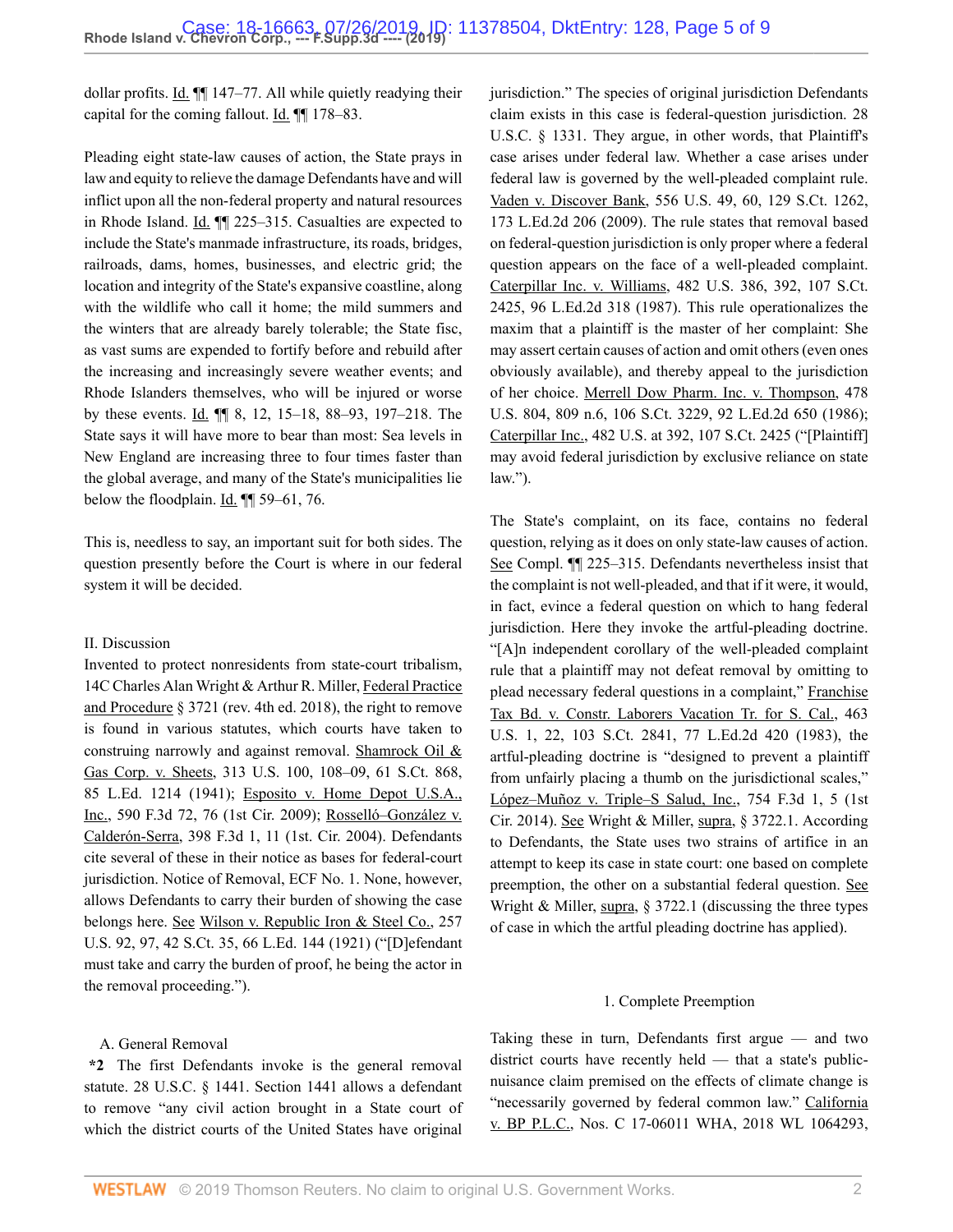dollar profits. Id. ¶¶ 147–77. All while quietly readying their capital for the coming fallout. Id. ¶¶ 178–83.

Pleading eight state-law causes of action, the State prays in law and equity to relieve the damage Defendants have and will inflict upon all the non-federal property and natural resources in Rhode Island. Id. ¶¶ 225–315. Casualties are expected to include the State's manmade infrastructure, its roads, bridges, railroads, dams, homes, businesses, and electric grid; the location and integrity of the State's expansive coastline, along with the wildlife who call it home; the mild summers and the winters that are already barely tolerable; the State fisc, as vast sums are expended to fortify before and rebuild after the increasing and increasingly severe weather events; and Rhode Islanders themselves, who will be injured or worse by these events. Id. ¶¶ 8, 12, 15–18, 88–93, 197–218. The State says it will have more to bear than most: Sea levels in New England are increasing three to four times faster than the global average, and many of the State's municipalities lie below the floodplain. Id. ¶¶ 59–61, 76.

This is, needless to say, an important suit for both sides. The question presently before the Court is where in our federal system it will be decided.

## II. Discussion

Invented to protect nonresidents from state-court tribalism, 14C Charles Alan Wright & Arthur R. Miller, Federal Practice and Procedure § 3721 (rev. 4th ed. 2018), the right to remove is found in various statutes, which courts have taken to construing narrowly and against removal. Shamrock Oil & Gas Corp. v. Sheets, 313 U.S. 100, 108–09, 61 S.Ct. 868, 85 L.Ed. 1214 (1941); Esposito v. Home Depot U.S.A., Inc., 590 F.3d 72, 76 (1st Cir. 2009); Rosselló–González v. Calderón-Serra, 398 F.3d 1, 11 (1st. Cir. 2004). Defendants cite several of these in their notice as bases for federal-court jurisdiction. Notice of Removal, ECF No. 1. None, however, allows Defendants to carry their burden of showing the case belongs here. See Wilson v. Republic Iron & Steel Co., 257 U.S. 92, 97, 42 S.Ct. 35, 66 L.Ed. 144 (1921) ("[D]efendant must take and carry the burden of proof, he being the actor in the removal proceeding.").

### A. General Removal

**\*2** The first Defendants invoke is the general removal statute. 28 U.S.C. § 1441. Section 1441 allows a defendant to remove "any civil action brought in a State court of which the district courts of the United States have original jurisdiction." The species of original jurisdiction Defendants claim exists in this case is federal-question jurisdiction. 28 U.S.C. § 1331. They argue, in other words, that Plaintiff's case arises under federal law. Whether a case arises under federal law is governed by the well-pleaded complaint rule. Vaden v. Discover Bank, 556 U.S. 49, 60, 129 S.Ct. 1262, 173 L.Ed.2d 206 (2009). The rule states that removal based on federal-question jurisdiction is only proper where a federal question appears on the face of a well-pleaded complaint. Caterpillar Inc. v. Williams, 482 U.S. 386, 392, 107 S.Ct. 2425, 96 L.Ed.2d 318 (1987). This rule operationalizes the maxim that a plaintiff is the master of her complaint: She may assert certain causes of action and omit others (even ones obviously available), and thereby appeal to the jurisdiction of her choice. Merrell Dow Pharm. Inc. v. Thompson, 478 U.S. 804, 809 n.6, 106 S.Ct. 3229, 92 L.Ed.2d 650 (1986); Caterpillar Inc., 482 U.S. at 392, 107 S.Ct. 2425 ("[Plaintiff] may avoid federal jurisdiction by exclusive reliance on state law.").

The State's complaint, on its face, contains no federal question, relying as it does on only state-law causes of action. See Compl. ¶¶ 225–315. Defendants nevertheless insist that the complaint is not well-pleaded, and that if it were, it would, in fact, evince a federal question on which to hang federal jurisdiction. Here they invoke the artful-pleading doctrine. "[A]n independent corollary of the well-pleaded complaint rule that a plaintiff may not defeat removal by omitting to plead necessary federal questions in a complaint," Franchise Tax Bd. v. Constr. Laborers Vacation Tr. for S. Cal., 463 U.S. 1, 22, 103 S.Ct. 2841, 77 L.Ed.2d 420 (1983), the artful-pleading doctrine is "designed to prevent a plaintiff from unfairly placing a thumb on the jurisdictional scales," López–Muñoz v. Triple–S Salud, Inc., 754 F.3d 1, 5 (1st Cir. 2014). See Wright & Miller, supra, § 3722.1. According to Defendants, the State uses two strains of artifice in an attempt to keep its case in state court: one based on complete preemption, the other on a substantial federal question. See Wright & Miller, supra, § 3722.1 (discussing the three types of case in which the artful pleading doctrine has applied).

#### 1. Complete Preemption

Taking these in turn, Defendants first argue — and two district courts have recently held — that a state's public-nuisance claim premised on the effects of climate change is "necessarily governed by federal common law." California v. BP P.L.C., Nos. C 17-06011 WHA, 2018 WL 1064293,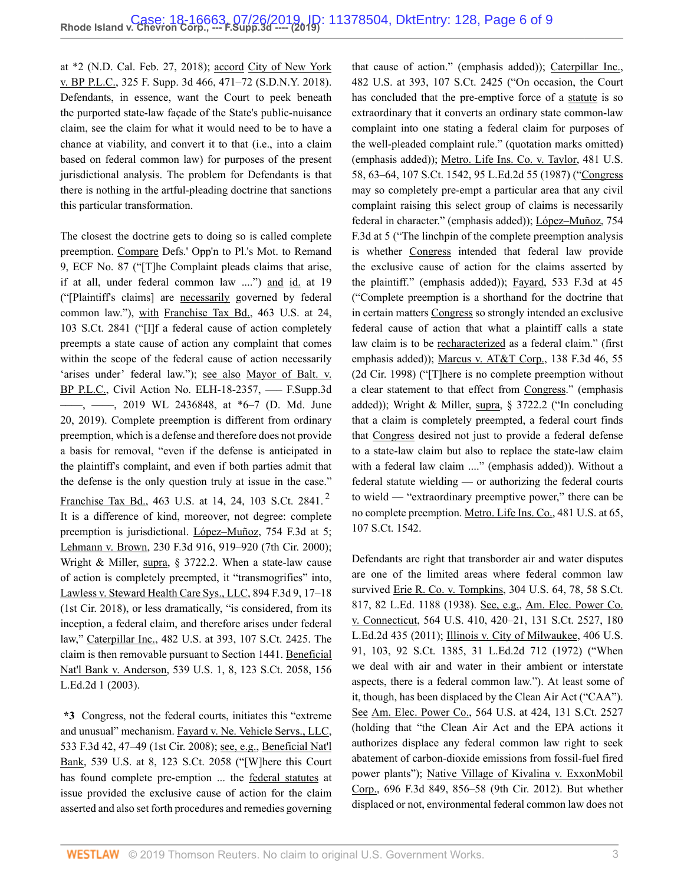at *2 (N.D. Cal. Feb. 27, 2018); accord City of New York v. BP P.L.C., 325 F. Supp. 3d 466, 471–72 (S.D.N.Y. 2018). Defendants, in essence, want the Court to peek beneath the purported state-law façade of the State's public-nuisance claim, see the claim for what it would need to be to have a chance at viability, and convert it to that (i.e., into a claim based on federal common law) for purposes of the present jurisdictional analysis. The problem for Defendants is that there is nothing in the artful-pleading doctrine that sanctions this particular transformation.

The closest the doctrine gets to doing so is called complete preemption. Compare Defs.' Opp'n to Pl.'s Mot. to Remand 9, ECF No. 87 ("[T]he Complaint pleads claims that arise, if at all, under federal common law ....") and id. at 19 ("[Plaintiff's claims] are necessarily governed by federal common law."), with Franchise Tax Bd., 463 U.S. at 24, 103 S.Ct. 2841 ("[I]f a federal cause of action completely preempts a state cause of action any complaint that comes within the scope of the federal cause of action necessarily 'arises under' federal law."); see also Mayor of Balt. v. BP P.L.C., Civil Action No. ELH-18-2357, ––– F.Supp.3d ––––, ––––, 2019 WL 2436848, at *6–7 (D. Md. June 20, 2019). Complete preemption is different from ordinary preemption, which is a defense and therefore does not provide a basis for removal, "even if the defense is anticipated in the plaintiff's complaint, and even if both parties admit that the defense is the only question truly at issue in the case." Franchise Tax Bd., 463 U.S. at 14, 24, 103 S.Ct. 2841.[2] It is a difference of kind, moreover, not degree: complete preemption is jurisdictional. López–Muñoz, 754 F.3d at 5; Lehmann v. Brown, 230 F.3d 916, 919–920 (7th Cir. 2000); Wright & Miller, supra, § 3722.2. When a state-law cause of action is completely preempted, it "transmogrifies" into, Lawless v. Steward Health Care Sys., LLC, 894 F.3d 9, 17–18 (1st Cir. 2018), or less dramatically, "is considered, from its inception, a federal claim, and therefore arises under federal law," Caterpillar Inc., 482 U.S. at 393, 107 S.Ct. 2425. The claim is then removable pursuant to Section 1441. Beneficial Nat'l Bank v. Anderson, 539 U.S. 1, 8, 123 S.Ct. 2058, 156 L.Ed.2d 1 (2003).

**\*3** Congress, not the federal courts, initiates this "extreme and unusual" mechanism. Fayard v. Ne. Vehicle Servs., LLC, 533 F.3d 42, 47–49 (1st Cir. 2008); see, e.g., Beneficial Nat'l Bank, 539 U.S. at 8, 123 S.Ct. 2058 ("[W]here this Court has found complete pre-emption ... the federal statutes at issue provided the exclusive cause of action for the claim asserted and also set forth procedures and remedies governing that cause of action." (emphasis added)); Caterpillar Inc., 482 U.S. at 393, 107 S.Ct. 2425 ("On occasion, the Court has concluded that the pre-emptive force of a statute is so extraordinary that it converts an ordinary state common-law complaint into one stating a federal claim for purposes of the well-pleaded complaint rule." (quotation marks omitted) (emphasis added)); Metro. Life Ins. Co. v. Taylor, 481 U.S. 58, 63–64, 107 S.Ct. 1542, 95 L.Ed.2d 55 (1987) ("Congress may so completely pre-empt a particular area that any civil complaint raising this select group of claims is necessarily federal in character." (emphasis added)); López–Muñoz, 754 F.3d at 5 ("The linchpin of the complete preemption analysis is whether Congress intended that federal law provide the exclusive cause of action for the claims asserted by the plaintiff." (emphasis added)); Fayard, 533 F.3d at 45 ("Complete preemption is a shorthand for the doctrine that in certain matters Congress so strongly intended an exclusive federal cause of action that what a plaintiff calls a state law claim is to be recharacterized as a federal claim." (first emphasis added)); Marcus v. AT&T Corp., 138 F.3d 46, 55 (2d Cir. 1998) ("[T]here is no complete preemption without a clear statement to that effect from Congress." (emphasis added)); Wright & Miller, supra, § 3722.2 ("In concluding that a claim is completely preempted, a federal court finds that Congress desired not just to provide a federal defense to a state-law claim but also to replace the state-law claim with a federal law claim ...." (emphasis added)). Without a federal statute wielding — or authorizing the federal courts to wield — "extraordinary preemptive power," there can be no complete preemption. Metro. Life Ins. Co., 481 U.S. at 65, 107 S.Ct. 1542.

Defendants are right that transborder air and water disputes are one of the limited areas where federal common law survived Erie R. Co. v. Tompkins, 304 U.S. 64, 78, 58 S.Ct. 817, 82 L.Ed. 1188 (1938). See, e.g., Am. Elec. Power Co. v. Connecticut, 564 U.S. 410, 420–21, 131 S.Ct. 2527, 180 L.Ed.2d 435 (2011); Illinois v. City of Milwaukee, 406 U.S. 91, 103, 92 S.Ct. 1385, 31 L.Ed.2d 712 (1972) ("When we deal with air and water in their ambient or interstate aspects, there is a federal common law."). At least some of it, though, has been displaced by the Clean Air Act ("CAA"). See Am. Elec. Power Co., 564 U.S. at 424, 131 S.Ct. 2527 (holding that "the Clean Air Act and the EPA actions it authorizes displace any federal common law right to seek abatement of carbon-dioxide emissions from fossil-fuel fired power plants"); Native Village of Kivalina v. ExxonMobil Corp., 696 F.3d 849, 856–58 (9th Cir. 2012). But whether displaced or not, environmental federal common law does not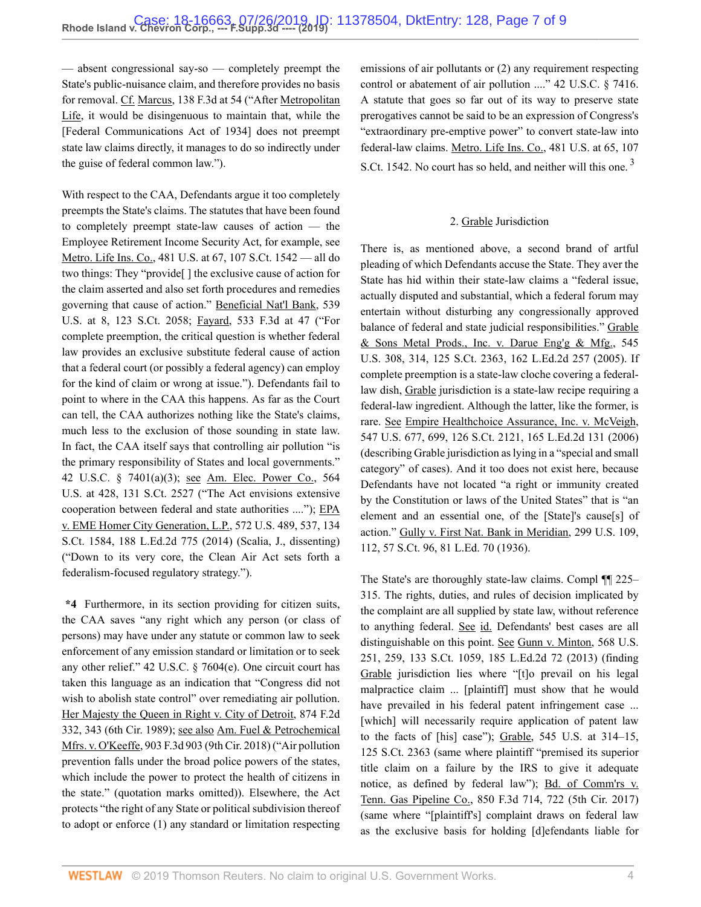— absent congressional say-so — completely preempt the State's public-nuisance claim, and therefore provides no basis for removal. Cf. Marcus, 138 F.3d at 54 ("After Metropolitan Life, it would be disingenuous to maintain that, while the [Federal Communications Act of 1934] does not preempt state law claims directly, it manages to do so indirectly under the guise of federal common law.").

With respect to the CAA, Defendants argue it too completely preempts the State's claims. The statutes that have been found to completely preempt state-law causes of action — the Employee Retirement Income Security Act, for example, see Metro. Life Ins. Co., 481 U.S. at 67, 107 S.Ct. 1542 — all do two things: They "provide[ ] the exclusive cause of action for the claim asserted and also set forth procedures and remedies governing that cause of action." Beneficial Nat'l Bank, 539 U.S. at 8, 123 S.Ct. 2058; Fayard, 533 F.3d at 47 ("For complete preemption, the critical question is whether federal law provides an exclusive substitute federal cause of action that a federal court (or possibly a federal agency) can employ for the kind of claim or wrong at issue."). Defendants fail to point to where in the CAA this happens. As far as the Court can tell, the CAA authorizes nothing like the State's claims, much less to the exclusion of those sounding in state law. In fact, the CAA itself says that controlling air pollution "is the primary responsibility of States and local governments." 42 U.S.C. § 7401(a)(3); see Am. Elec. Power Co., 564 U.S. at 428, 131 S.Ct. 2527 ("The Act envisions extensive cooperation between federal and state authorities ...."); EPA v. EME Homer City Generation, L.P., 572 U.S. 489, 537, 134 S.Ct. 1584, 188 L.Ed.2d 775 (2014) (Scalia, J., dissenting) ("Down to its very core, the Clean Air Act sets forth a federalism-focused regulatory strategy.").

**\*4** Furthermore, in its section providing for citizen suits, the CAA saves "any right which any person (or class of persons) may have under any statute or common law to seek enforcement of any emission standard or limitation or to seek any other relief." 42 U.S.C. § 7604(e). One circuit court has taken this language as an indication that "Congress did not wish to abolish state control" over remediating air pollution. Her Majesty the Queen in Right v. City of Detroit, 874 F.2d 332, 343 (6th Cir. 1989); see also Am. Fuel & Petrochemical Mfrs. v. O'Keeffe, 903 F.3d 903 (9th Cir. 2018) ("Air pollution prevention falls under the broad police powers of the states, which include the power to protect the health of citizens in the state." (quotation marks omitted)). Elsewhere, the Act protects "the right of any State or political subdivision thereof to adopt or enforce (1) any standard or limitation respecting emissions of air pollutants or (2) any requirement respecting control or abatement of air pollution ...." 42 U.S.C. § 7416. A statute that goes so far out of its way to preserve state prerogatives cannot be said to be an expression of Congress's "extraordinary pre-emptive power" to convert state-law into federal-law claims. Metro. Life Ins. Co., 481 U.S. at 65, 107 S.Ct. 1542. No court has so held, and neither will this one. [3]

### 2. Grable Jurisdiction

There is, as mentioned above, a second brand of artful pleading of which Defendants accuse the State. They aver the State has hid within their state-law claims a "federal issue, actually disputed and substantial, which a federal forum may entertain without disturbing any congressionally approved balance of federal and state judicial responsibilities." Grable & Sons Metal Prods., Inc. v. Darue Eng'g & Mfg., 545 U.S. 308, 314, 125 S.Ct. 2363, 162 L.Ed.2d 257 (2005). If complete preemption is a state-law cloche covering a federal-law dish, Grable jurisdiction is a state-law recipe requiring a federal-law ingredient. Although the latter, like the former, is rare. See Empire Healthchoice Assurance, Inc. v. McVeigh, 547 U.S. 677, 699, 126 S.Ct. 2121, 165 L.Ed.2d 131 (2006) (describing Grable jurisdiction as lying in a "special and small category" of cases). And it too does not exist here, because Defendants have not located "a right or immunity created by the Constitution or laws of the United States" that is "an element and an essential one, of the [State]'s cause[s] of action." Gully v. First Nat. Bank in Meridian, 299 U.S. 109, 112, 57 S.Ct. 96, 81 L.Ed. 70 (1936).

The State's are thoroughly state-law claims. Compl ¶¶ 225–315. The rights, duties, and rules of decision implicated by the complaint are all supplied by state law, without reference to anything federal. See id. Defendants' best cases are all distinguishable on this point. See Gunn v. Minton, 568 U.S. 251, 259, 133 S.Ct. 1059, 185 L.Ed.2d 72 (2013) (finding Grable jurisdiction lies where "[t]o prevail on his legal malpractice claim ... [plaintiff] must show that he would have prevailed in his federal patent infringement case ... [which] will necessarily require application of patent law to the facts of [his] case"); Grable, 545 U.S. at 314–15, 125 S.Ct. 2363 (same where plaintiff "premised its superior title claim on a failure by the IRS to give it adequate notice, as defined by federal law"); Bd. of Comm'rs v. Tenn. Gas Pipeline Co., 850 F.3d 714, 722 (5th Cir. 2017) (same where "[plaintiff's] complaint draws on federal law as the exclusive basis for holding [d]efendants liable for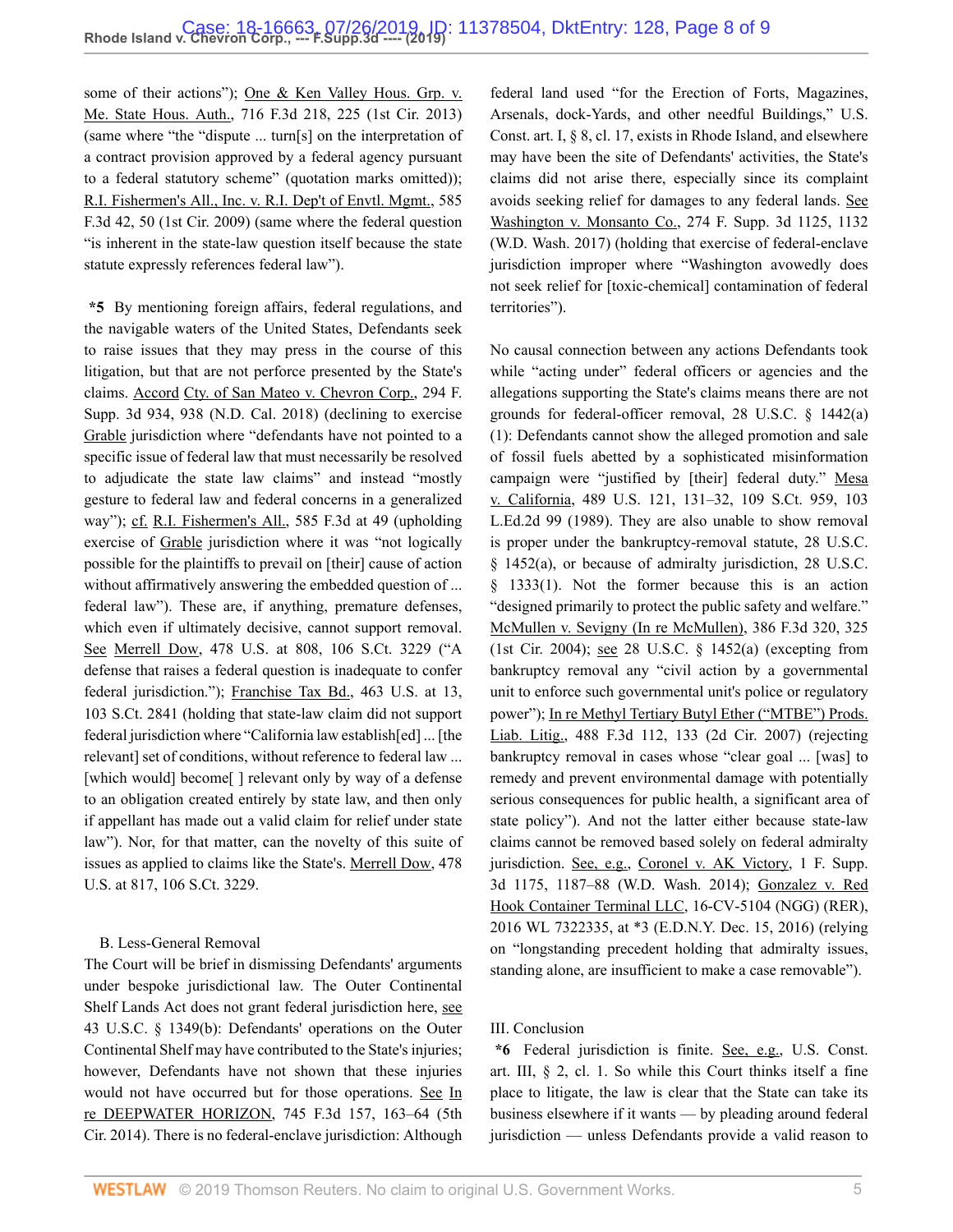some of their actions"); One & Ken Valley Hous. Grp. v. Me. State Hous. Auth., 716 F.3d 218, 225 (1st Cir. 2013) (same where "the "dispute ... turn[s] on the interpretation of a contract provision approved by a federal agency pursuant to a federal statutory scheme" (quotation marks omitted)); R.I. Fishermen's All., Inc. v. R.I. Dep't of Envtl. Mgmt., 585 F.3d 42, 50 (1st Cir. 2009) (same where the federal question "is inherent in the state-law question itself because the state statute expressly references federal law").

**\*5** By mentioning foreign affairs, federal regulations, and the navigable waters of the United States, Defendants seek to raise issues that they may press in the course of this litigation, but that are not perforce presented by the State's claims. Accord Cty. of San Mateo v. Chevron Corp., 294 F. Supp. 3d 934, 938 (N.D. Cal. 2018) (declining to exercise Grable jurisdiction where "defendants have not pointed to a specific issue of federal law that must necessarily be resolved to adjudicate the state law claims" and instead "mostly gesture to federal law and federal concerns in a generalized way"); cf. R.I. Fishermen's All., 585 F.3d at 49 (upholding exercise of Grable jurisdiction where it was "not logically possible for the plaintiffs to prevail on [their] cause of action without affirmatively answering the embedded question of ... federal law"). These are, if anything, premature defenses, which even if ultimately decisive, cannot support removal. See Merrell Dow, 478 U.S. at 808, 106 S.Ct. 3229 ("A defense that raises a federal question is inadequate to confer federal jurisdiction."); Franchise Tax Bd., 463 U.S. at 13, 103 S.Ct. 2841 (holding that state-law claim did not support federal jurisdiction where "California law establish[ed] ... [the relevant] set of conditions, without reference to federal law ... [which would] become[ ] relevant only by way of a defense to an obligation created entirely by state law, and then only if appellant has made out a valid claim for relief under state law"). Nor, for that matter, can the novelty of this suite of issues as applied to claims like the State's. Merrell Dow, 478 U.S. at 817, 106 S.Ct. 3229.

B. Less-General Removal

The Court will be brief in dismissing Defendants' arguments under bespoke jurisdictional law. The Outer Continental Shelf Lands Act does not grant federal jurisdiction here, see 43 U.S.C. § 1349(b): Defendants' operations on the Outer Continental Shelf may have contributed to the State's injuries; however, Defendants have not shown that these injuries would not have occurred but for those operations. See In re DEEPWATER HORIZON, 745 F.3d 157, 163–64 (5th Cir. 2014). There is no federal-enclave jurisdiction: Although federal land used "for the Erection of Forts, Magazines, Arsenals, dock-Yards, and other needful Buildings," U.S. Const. art. I, § 8, cl. 17, exists in Rhode Island, and elsewhere may have been the site of Defendants' activities, the State's claims did not arise there, especially since its complaint avoids seeking relief for damages to any federal lands. See Washington v. Monsanto Co., 274 F. Supp. 3d 1125, 1132 (W.D. Wash. 2017) (holding that exercise of federal-enclave jurisdiction improper where "Washington avowedly does not seek relief for [toxic-chemical] contamination of federal territories").

No causal connection between any actions Defendants took while "acting under" federal officers or agencies and the allegations supporting the State's claims means there are not grounds for federal-officer removal, 28 U.S.C. § 1442(a)(1): Defendants cannot show the alleged promotion and sale of fossil fuels abetted by a sophisticated misinformation campaign were "justified by [their] federal duty." Mesa v. California, 489 U.S. 121, 131–32, 109 S.Ct. 959, 103 L.Ed.2d 99 (1989). They are also unable to show removal is proper under the bankruptcy-removal statute, 28 U.S.C. § 1452(a), or because of admiralty jurisdiction, 28 U.S.C. § 1333(1). Not the former because this is an action "designed primarily to protect the public safety and welfare." McMullen v. Sevigny (In re McMullen), 386 F.3d 320, 325 (1st Cir. 2004); see 28 U.S.C. § 1452(a) (excepting from bankruptcy removal any "civil action by a governmental unit to enforce such governmental unit's police or regulatory power"); In re Methyl Tertiary Butyl Ether ("MTBE") Prods. Liab. Litig., 488 F.3d 112, 133 (2d Cir. 2007) (rejecting bankruptcy removal in cases whose "clear goal ... [was] to remedy and prevent environmental damage with potentially serious consequences for public health, a significant area of state policy"). And not the latter either because state-law claims cannot be removed based solely on federal admiralty jurisdiction. See, e.g., Coronel v. AK Victory, 1 F. Supp. 3d 1175, 1187–88 (W.D. Wash. 2014); Gonzalez v. Red Hook Container Terminal LLC, 16-CV-5104 (NGG) (RER), 2016 WL 7322335, at \*3 (E.D.N.Y. Dec. 15, 2016) (relying on "longstanding precedent holding that admiralty issues, standing alone, are insufficient to make a case removable").

III. Conclusion

**\*6** Federal jurisdiction is finite. See, e.g., U.S. Const. art. III, § 2, cl. 1. So while this Court thinks itself a fine place to litigate, the law is clear that the State can take its business elsewhere if it wants — by pleading around federal jurisdiction — unless Defendants provide a valid reason to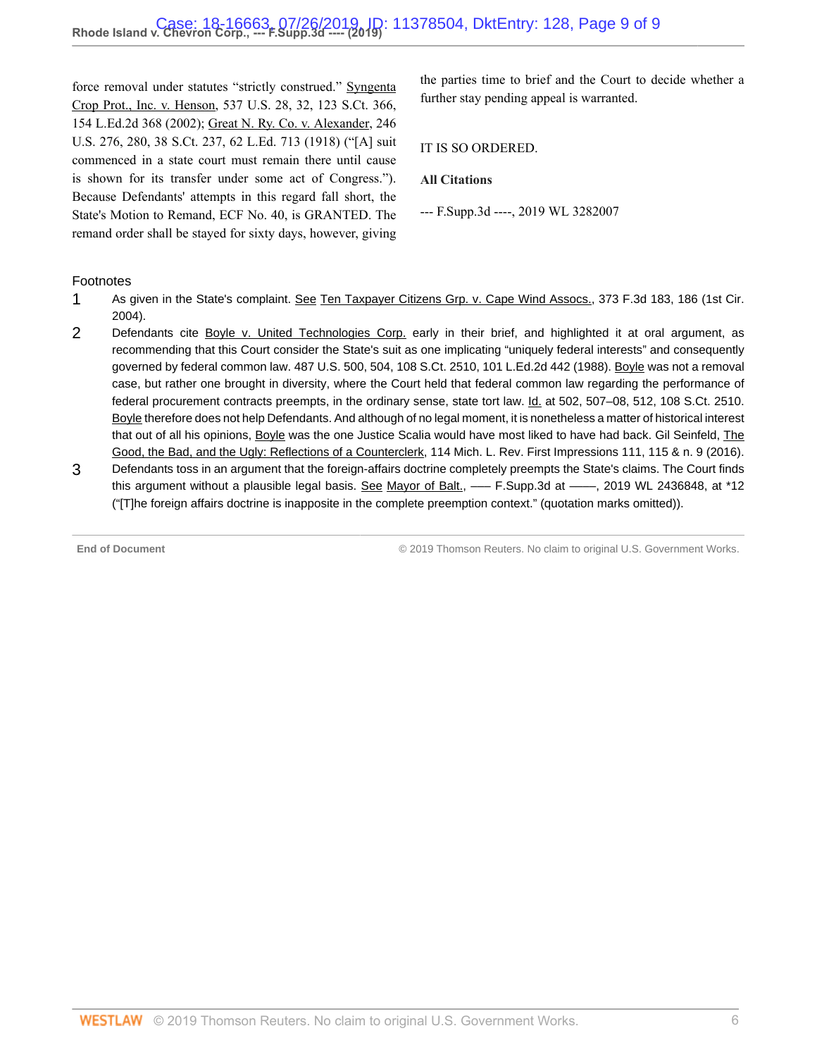force removal under statutes "strictly construed." Syngenta Crop Prot., Inc. v. Henson, 537 U.S. 28, 32, 123 S.Ct. 366, 154 L.Ed.2d 368 (2002); Great N. Ry. Co. v. Alexander, 246 U.S. 276, 280, 38 S.Ct. 237, 62 L.Ed. 713 (1918) ("[A] suit commenced in a state court must remain there until cause is shown for its transfer under some act of Congress."). Because Defendants' attempts in this regard fall short, the State's Motion to Remand, ECF No. 40, is GRANTED. The remand order shall be stayed for sixty days, however, giving the parties time to brief and the Court to decide whether a further stay pending appeal is warranted.

IT IS SO ORDERED.

**All Citations**

--- F.Supp.3d ----, 2019 WL 3282007

## Footnotes

1. As given in the State's complaint. See Ten Taxpayer Citizens Grp. v. Cape Wind Assocs., 373 F.3d 183, 186 (1st Cir. 2004).

2. Defendants cite Boyle v. United Technologies Corp. early in their brief, and highlighted it at oral argument, as recommending that this Court consider the State's suit as one implicating "uniquely federal interests" and consequently governed by federal common law. 487 U.S. 500, 504, 108 S.Ct. 2510, 101 L.Ed.2d 442 (1988). Boyle was not a removal case, but rather one brought in diversity, where the Court held that federal common law regarding the performance of federal procurement contracts preempts, in the ordinary sense, state tort law. Id. at 502, 507–08, 512, 108 S.Ct. 2510. Boyle therefore does not help Defendants. And although of no legal moment, it is nonetheless a matter of historical interest that out of all his opinions, Boyle was the one Justice Scalia would have most liked to have had back. Gil Seinfeld, The Good, the Bad, and the Ugly: Reflections of a Counterclerk, 114 Mich. L. Rev. First Impressions 111, 115 & n. 9 (2016).

3. Defendants toss in an argument that the foreign-affairs doctrine completely preempts the State's claims. The Court finds this argument without a plausible legal basis. See Mayor of Balt., ––– F.Supp.3d at ––––, 2019 WL 2436848, at *12 ("[T]he foreign affairs doctrine is inapposite in the complete preemption context." (quotation marks omitted)).

**End of Document**